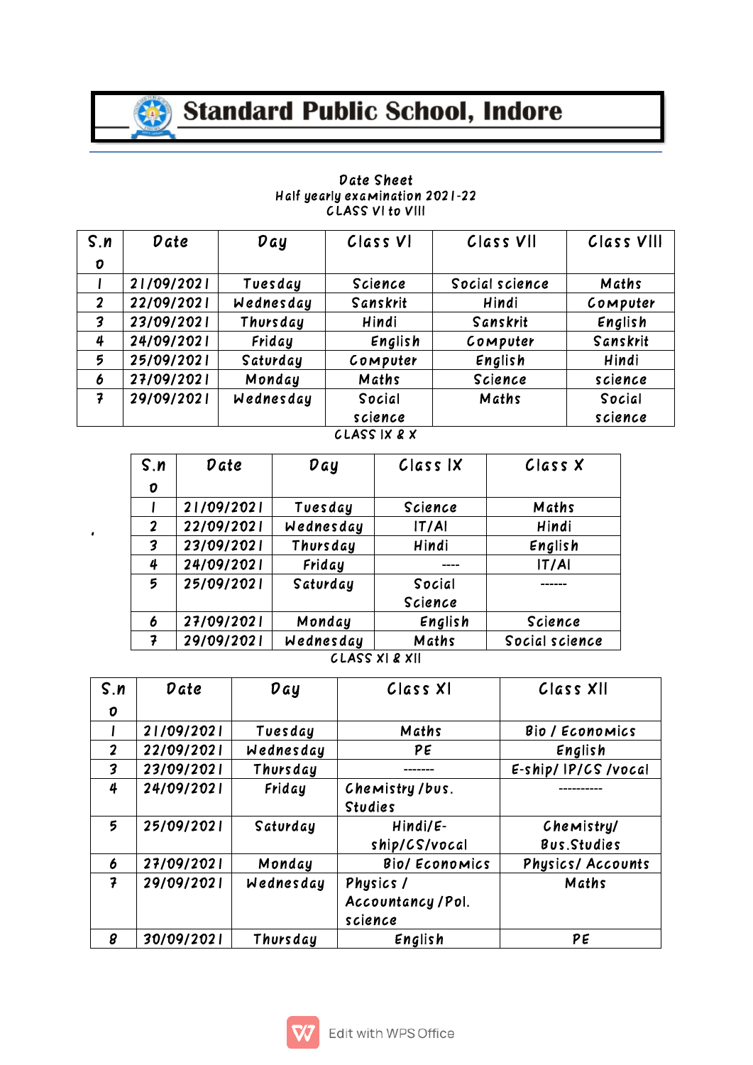# Standard Public School, Indore

Date Sheet
Half yearly examination 2021-22
CLASS VI to VIII

| S.no | Date | Day | Class VI | Class VII | Class VIII |
|---|---|---|---|---|---|
| 1 | 21/09/2021 | Tuesday | Science | Social science | Maths |
| 2 | 22/09/2021 | Wednesday | Sanskrit | Hindi | Computer |
| 3 | 23/09/2021 | Thursday | Hindi | Sanskrit | English |
| 4 | 24/09/2021 | Friday | English | Computer | Sanskrit |
| 5 | 25/09/2021 | Saturday | Computer | English | Hindi |
| 6 | 27/09/2021 | Monday | Maths | Science | science |
| 7 | 29/09/2021 | Wednesday | Social science | Maths | Social science |

CLASS IX & X

| S.no | Date | Day | Class IX | Class X |
|---|---|---|---|---|
| 1 | 21/09/2021 | Tuesday | Science | Maths |
| 2 | 22/09/2021 | Wednesday | IT/AI | Hindi |
| 3 | 23/09/2021 | Thursday | Hindi | English |
| 4 | 24/09/2021 | Friday | ---- | IT/AI |
| 5 | 25/09/2021 | Saturday | Social Science | ------ |
| 6 | 27/09/2021 | Monday | English | Science |
| 7 | 29/09/2021 | Wednesday | Maths | Social science |

CLASS XI & XII

| S.no | Date | Day | Class XI | Class XII |
|---|---|---|---|---|
| 1 | 21/09/2021 | Tuesday | Maths | Bio / Economics |
| 2 | 22/09/2021 | Wednesday | PE | English |
| 3 | 23/09/2021 | Thursday | ------- | E-ship/ IP/CS /vocal |
| 4 | 24/09/2021 | Friday | Chemistry /bus. Studies | ---------- |
| 5 | 25/09/2021 | Saturday | Hindi/E-ship/CS/vocal | Chemistry/ Bus.Studies |
| 6 | 27/09/2021 | Monday | Bio/ Economics | Physics/ Accounts |
| 7 | 29/09/2021 | Wednesday | Physics / Accountancy /Pol. science | Maths |
| 8 | 30/09/2021 | Thursday | English | PE |